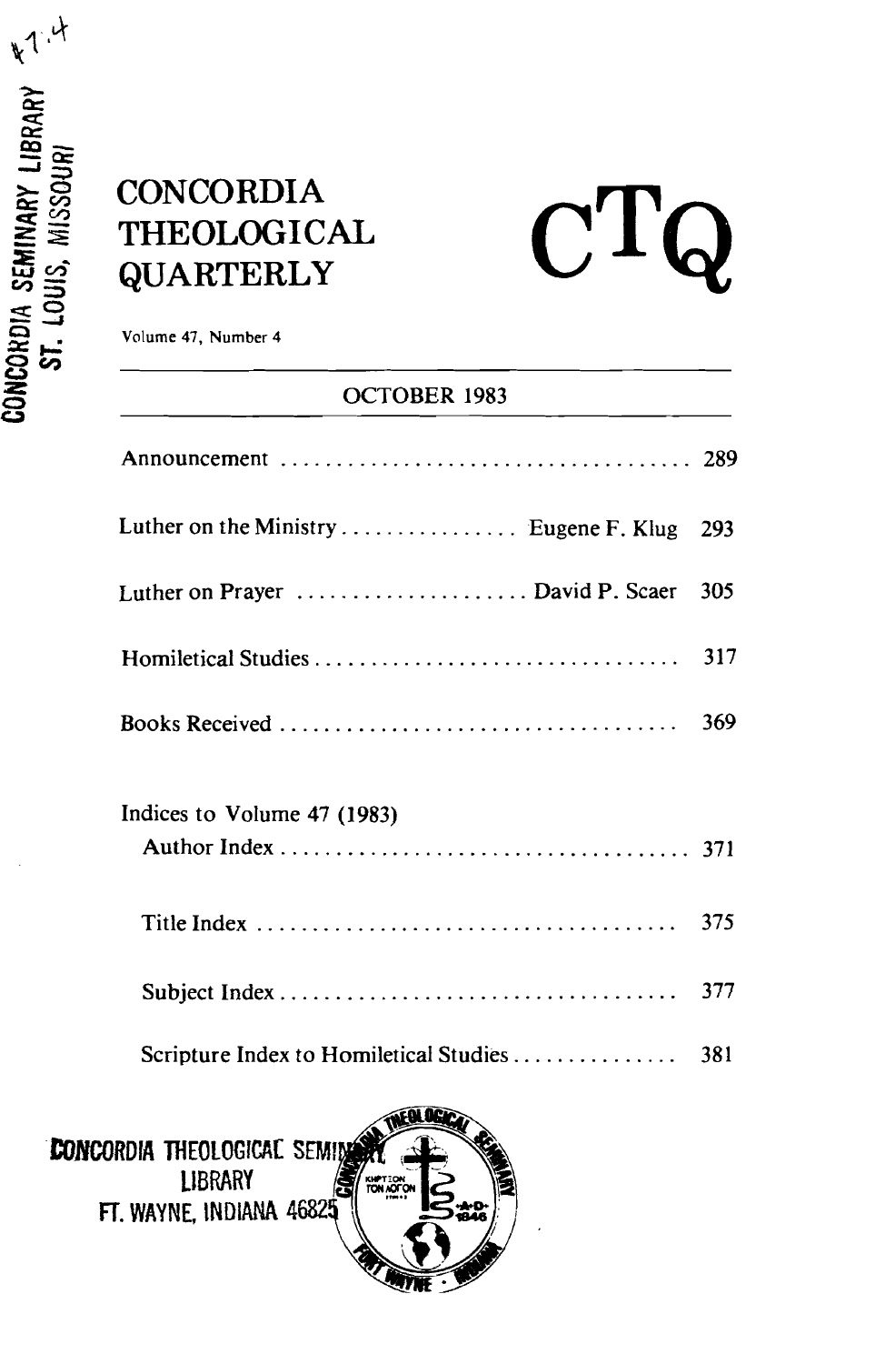# CONCORDIA THEOLOGICAL QUARTERLY

# CTQ

Volume 47, Number 4

OCTOBER 1983

| | |
|---|---|
| Announcement | 289 |
| Luther on the Ministry . . . . . . . . . . . . . . . . Eugene F. Klug | 293 |
| Luther on Prayer . . . . . . . . . . . . . . . . . . . . David P. Scaer | 305 |
| Homiletical Studies | 317 |
| Books Received | 369 |

Indices to Volume 47 (1983)

| | |
|---|---|
| Author Index | 371 |
| Title Index | 375 |
| Subject Index | 377 |
| Scripture Index to Homiletical Studies | 381 |

CONCORDIA THEOLOGICAL SEMINARY
LIBRARY
FT. WAYNE, INDIANA 46825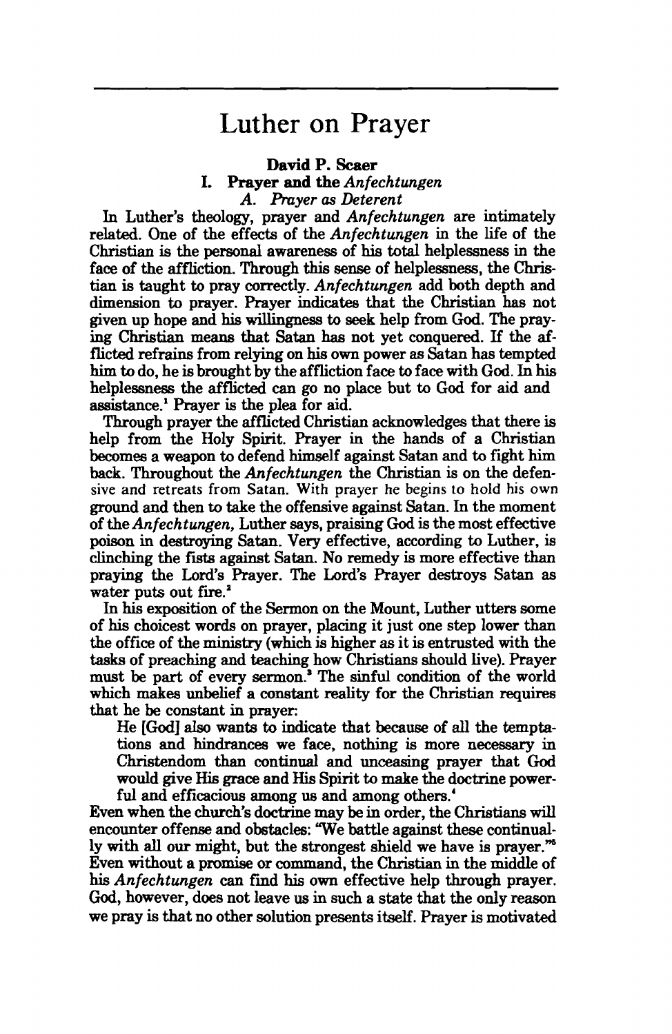# Luther on Prayer

**David P. Scaer**

## I. Prayer and the *Anfechtungen*

### A. *Prayer as Deterent*

In Luther's theology, prayer and *Anfechtungen* are intimately related. One of the effects of the *Anfechtungen* in the life of the Christian is the personal awareness of his total helplessness in the face of the affliction. Through this sense of helplessness, the Christian is taught to pray correctly. *Anfechtungen* add both depth and dimension to prayer. Prayer indicates that the Christian has not given up hope and his willingness to seek help from God. The praying Christian means that Satan has not yet conquered. If the afflicted refrains from relying on his own power as Satan has tempted him to do, he is brought by the affliction face to face with God. In his helplessness the afflicted can go no place but to God for aid and assistance.[1] Prayer is the plea for aid.

Through prayer the afflicted Christian acknowledges that there is help from the Holy Spirit. Prayer in the hands of a Christian becomes a weapon to defend himself against Satan and to fight him back. Throughout the *Anfechtungen* the Christian is on the defensive and retreats from Satan. With prayer he begins to hold his own ground and then to take the offensive against Satan. In the moment of the *Anfechtungen,* Luther says, praising God is the most effective poison in destroying Satan. Very effective, according to Luther, is clinching the fists against Satan. No remedy is more effective than praying the Lord's Prayer. The Lord's Prayer destroys Satan as water puts out fire.[2]

In his exposition of the Sermon on the Mount, Luther utters some of his choicest words on prayer, placing it just one step lower than the office of the ministry (which is higher as it is entrusted with the tasks of preaching and teaching how Christians should live). Prayer must be part of every sermon.[3] The sinful condition of the world which makes unbelief a constant reality for the Christian requires that he be constant in prayer:

> He [God] also wants to indicate that because of all the temptations and hindrances we face, nothing is more necessary in Christendom than continual and unceasing prayer that God would give His grace and His Spirit to make the doctrine powerful and efficacious among us and among others.[4]

Even when the church's doctrine may be in order, the Christians will encounter offense and obstacles: "We battle against these continually with all our might, but the strongest shield we have is prayer."[5] Even without a promise or command, the Christian in the middle of his *Anfechtungen* can find his own effective help through prayer. God, however, does not leave us in such a state that the only reason we pray is that no other solution presents itself. Prayer is motivated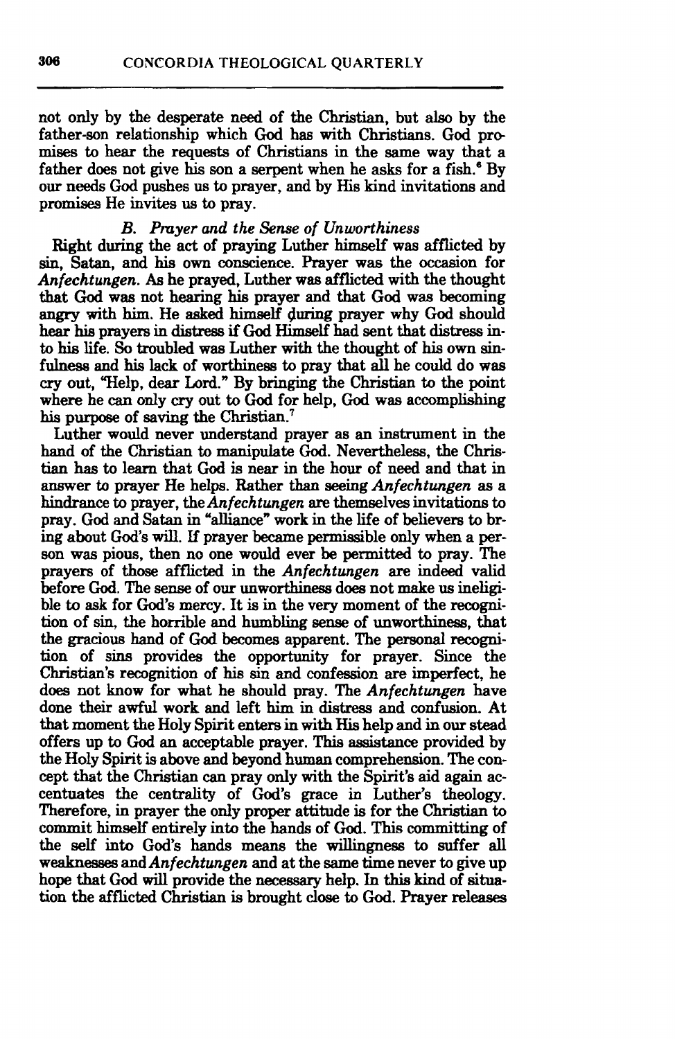not only by the desperate need of the Christian, but also by the father-son relationship which God has with Christians. God promises to hear the requests of Christians in the same way that a father does not give his son a serpent when he asks for a fish.[6] By our needs God pushes us to prayer, and by His kind invitations and promises He invites us to pray.

### *B. Prayer and the Sense of Unworthiness*

Right during the act of praying Luther himself was afflicted by sin, Satan, and his own conscience. Prayer was the occasion for *Anfechtungen*. As he prayed, Luther was afflicted with the thought that God was not hearing his prayer and that God was becoming angry with him. He asked himself during prayer why God should hear his prayers in distress if God Himself had sent that distress into his life. So troubled was Luther with the thought of his own sinfulness and his lack of worthiness to pray that all he could do was cry out, "Help, dear Lord." By bringing the Christian to the point where he can only cry out to God for help, God was accomplishing his purpose of saving the Christian.[7]

Luther would never understand prayer as an instrument in the hand of the Christian to manipulate God. Nevertheless, the Christian has to learn that God is near in the hour of need and that in answer to prayer He helps. Rather than seeing *Anfechtungen* as a hindrance to prayer, the *Anfechtungen* are themselves invitations to pray. God and Satan in "alliance" work in the life of believers to bring about God's will. If prayer became permissible only when a person was pious, then no one would ever be permitted to pray. The prayers of those afflicted in the *Anfechtungen* are indeed valid before God. The sense of our unworthiness does not make us ineligible to ask for God's mercy. It is in the very moment of the recognition of sin, the horrible and humbling sense of unworthiness, that the gracious hand of God becomes apparent. The personal recognition of sins provides the opportunity for prayer. Since the Christian's recognition of his sin and confession are imperfect, he does not know for what he should pray. The *Anfechtungen* have done their awful work and left him in distress and confusion. At that moment the Holy Spirit enters in with His help and in our stead offers up to God an acceptable prayer. This assistance provided by the Holy Spirit is above and beyond human comprehension. The concept that the Christian can pray only with the Spirit's aid again accentuates the centrality of God's grace in Luther's theology. Therefore, in prayer the only proper attitude is for the Christian to commit himself entirely into the hands of God. This committing of the self into God's hands means the willingness to suffer all weaknesses and *Anfechtungen* and at the same time never to give up hope that God will provide the necessary help. In this kind of situation the afflicted Christian is brought close to God. Prayer releases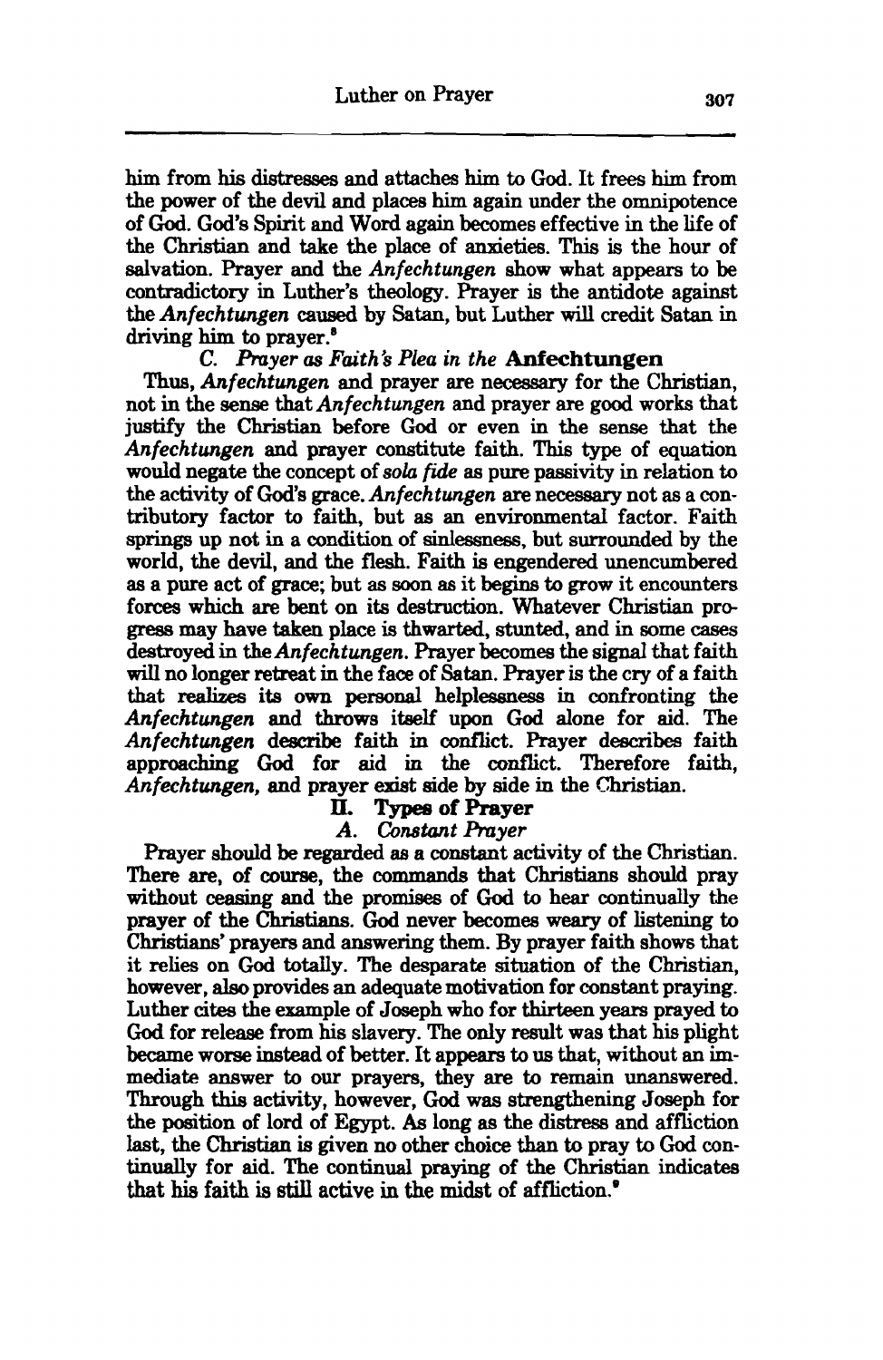him from his distresses and attaches him to God. It frees him from the power of the devil and places him again under the omnipotence of God. God's Spirit and Word again becomes effective in the life of the Christian and take the place of anxieties. This is the hour of salvation. Prayer and the *Anfechtungen* show what appears to be contradictory in Luther's theology. Prayer is the antidote against the *Anfechtungen* caused by Satan, but Luther will credit Satan in driving him to prayer.[8]

### C. *Prayer as Faith's Plea in the* Anfechtungen

Thus, *Anfechtungen* and prayer are necessary for the Christian, not in the sense that *Anfechtungen* and prayer are good works that justify the Christian before God or even in the sense that the *Anfechtungen* and prayer constitute faith. This type of equation would negate the concept of *sola fide* as pure passivity in relation to the activity of God's grace. *Anfechtungen* are necessary not as a contributory factor to faith, but as an environmental factor. Faith springs up not in a condition of sinlessness, but surrounded by the world, the devil, and the flesh. Faith is engendered unencumbered as a pure act of grace; but as soon as it begins to grow it encounters forces which are bent on its destruction. Whatever Christian progress may have taken place is thwarted, stunted, and in some cases destroyed in the *Anfechtungen*. Prayer becomes the signal that faith will no longer retreat in the face of Satan. Prayer is the cry of a faith that realizes its own personal helplessness in confronting the *Anfechtungen* and throws itself upon God alone for aid. The *Anfechtungen* describe faith in conflict. Prayer describes faith approaching God for aid in the conflict. Therefore faith, *Anfechtungen*, and prayer exist side by side in the Christian.

## II. Types of Prayer

### A. *Constant Prayer*

Prayer should be regarded as a constant activity of the Christian. There are, of course, the commands that Christians should pray without ceasing and the promises of God to hear continually the prayer of the Christians. God never becomes weary of listening to Christians' prayers and answering them. By prayer faith shows that it relies on God totally. The desparate situation of the Christian, however, also provides an adequate motivation for constant praying. Luther cites the example of Joseph who for thirteen years prayed to God for release from his slavery. The only result was that his plight became worse instead of better. It appears to us that, without an immediate answer to our prayers, they are to remain unanswered. Through this activity, however, God was strengthening Joseph for the position of lord of Egypt. As long as the distress and affliction last, the Christian is given no other choice than to pray to God continually for aid. The continual praying of the Christian indicates that his faith is still active in the midst of affliction.[9]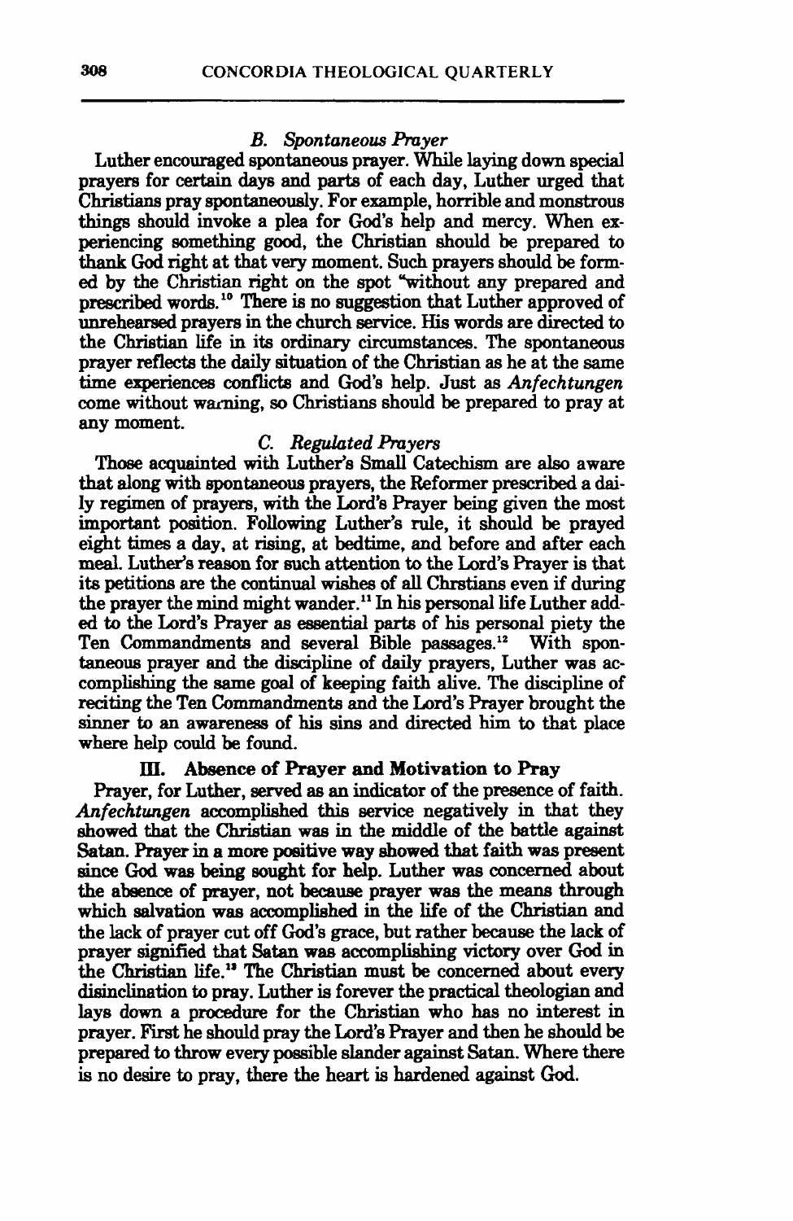### B. Spontaneous Prayer

Luther encouraged spontaneous prayer. While laying down special prayers for certain days and parts of each day, Luther urged that Christians pray spontaneously. For example, horrible and monstrous things should invoke a plea for God's help and mercy. When experiencing something good, the Christian should be prepared to thank God right at that very moment. Such prayers should be formed by the Christian right on the spot "without any prepared and prescribed words.[10] There is no suggestion that Luther approved of unrehearsed prayers in the church service. His words are directed to the Christian life in its ordinary circumstances. The spontaneous prayer reflects the daily situation of the Christian as he at the same time experiences conflicts and God's help. Just as *Anfechtungen* come without warning, so Christians should be prepared to pray at any moment.

### C. Regulated Prayers

Those acquainted with Luther's Small Catechism are also aware that along with spontaneous prayers, the Reformer prescribed a daily regimen of prayers, with the Lord's Prayer being given the most important position. Following Luther's rule, it should be prayed eight times a day, at rising, at bedtime, and before and after each meal. Luther's reason for such attention to the Lord's Prayer is that its petitions are the continual wishes of all Chrstians even if during the prayer the mind might wander.[11] In his personal life Luther added to the Lord's Prayer as essential parts of his personal piety the Ten Commandments and several Bible passages.[12] With spontaneous prayer and the discipline of daily prayers, Luther was accomplishing the same goal of keeping faith alive. The discipline of reciting the Ten Commandments and the Lord's Prayer brought the sinner to an awareness of his sins and directed him to that place where help could be found.

## III. Absence of Prayer and Motivation to Pray

Prayer, for Luther, served as an indicator of the presence of faith. *Anfechtungen* accomplished this service negatively in that they showed that the Christian was in the middle of the battle against Satan. Prayer in a more positive way showed that faith was present since God was being sought for help. Luther was concerned about the absence of prayer, not because prayer was the means through which salvation was accomplished in the life of the Christian and the lack of prayer cut off God's grace, but rather because the lack of prayer signified that Satan was accomplishing victory over God in the Christian life.[13] The Christian must be concerned about every disinclination to pray. Luther is forever the practical theologian and lays down a procedure for the Christian who has no interest in prayer. First he should pray the Lord's Prayer and then he should be prepared to throw every possible slander against Satan. Where there is no desire to pray, there the heart is hardened against God.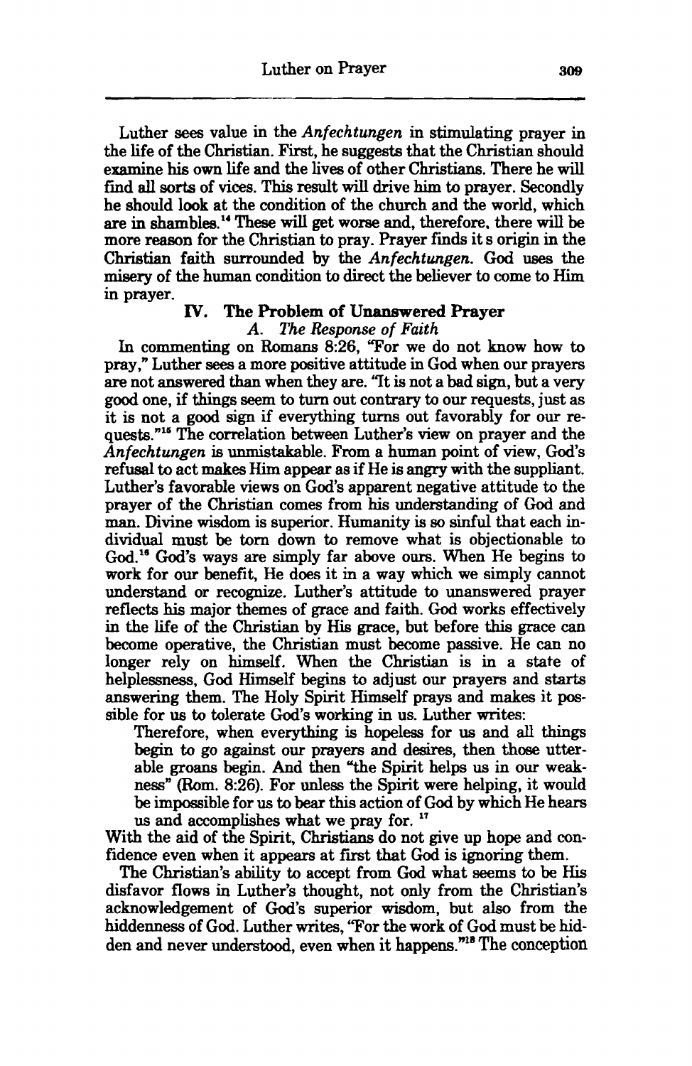Luther sees value in the *Anfechtungen* in stimulating prayer in the life of the Christian. First, he suggests that the Christian should examine his own life and the lives of other Christians. There he will find all sorts of vices. This result will drive him to prayer. Secondly he should look at the condition of the church and the world, which are in shambles.[14] These will get worse and, therefore, there will be more reason for the Christian to pray. Prayer finds it s origin in the Christian faith surrounded by the *Anfechtungen*. God uses the misery of the human condition to direct the believer to come to Him in prayer.

## IV. The Problem of Unanswered Prayer

### *A. The Response of Faith*

In commenting on Romans 8:26, "For we do not know how to pray," Luther sees a more positive attitude in God when our prayers are not answered than when they are. "It is not a bad sign, but a very good one, if things seem to turn out contrary to our requests, just as it is not a good sign if everything turns out favorably for our requests."[15] The correlation between Luther's view on prayer and the *Anfechtungen* is unmistakable. From a human point of view, God's refusal to act makes Him appear as if He is angry with the suppliant. Luther's favorable views on God's apparent negative attitude to the prayer of the Christian comes from his understanding of God and man. Divine wisdom is superior. Humanity is so sinful that each individual must be torn down to remove what is objectionable to God.[16] God's ways are simply far above ours. When He begins to work for our benefit, He does it in a way which we simply cannot understand or recognize. Luther's attitude to unanswered prayer reflects his major themes of grace and faith. God works effectively in the life of the Christian by His grace, but before this grace can become operative, the Christian must become passive. He can no longer rely on himself. When the Christian is in a state of helplessness, God Himself begins to adjust our prayers and starts answering them. The Holy Spirit Himself prays and makes it possible for us to tolerate God's working in us. Luther writes:

> Therefore, when everything is hopeless for us and all things begin to go against our prayers and desires, then those utterable groans begin. And then "the Spirit helps us in our weakness" (Rom. 8:26). For unless the Spirit were helping, it would be impossible for us to bear this action of God by which He hears us and accomplishes what we pray for. [17]

With the aid of the Spirit, Christians do not give up hope and confidence even when it appears at first that God is ignoring them.

The Christian's ability to accept from God what seems to be His disfavor flows in Luther's thought, not only from the Christian's acknowledgement of God's superior wisdom, but also from the hiddenness of God. Luther writes, "For the work of God must be hidden and never understood, even when it happens."[18] The conception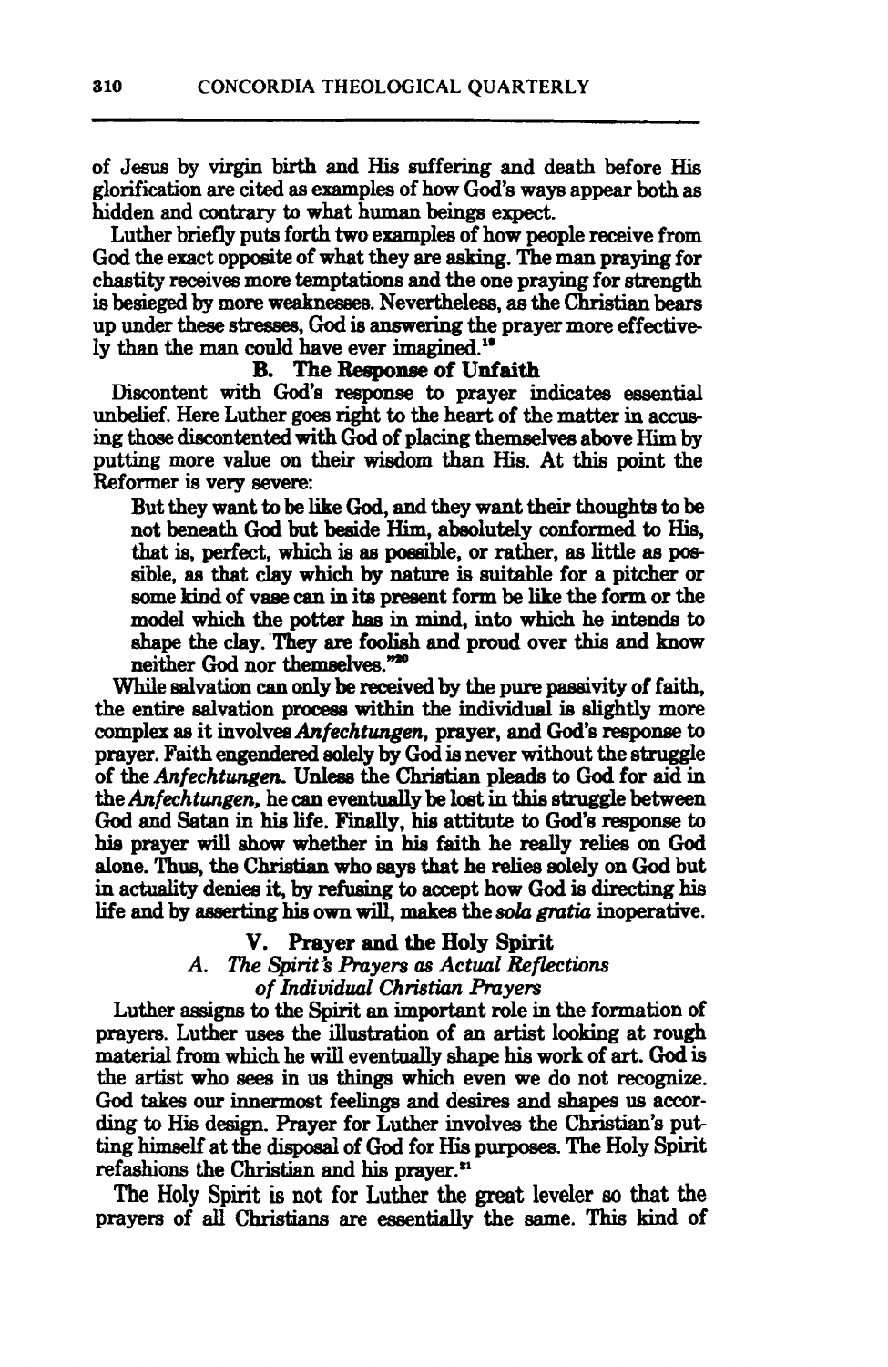of Jesus by virgin birth and His suffering and death before His glorification are cited as examples of how God's ways appear both as hidden and contrary to what human beings expect.

Luther briefly puts forth two examples of how people receive from God the exact opposite of what they are asking. The man praying for chastity receives more temptations and the one praying for strength is besieged by more weaknesses. Nevertheless, as the Christian bears up under these stresses, God is answering the prayer more effectively than the man could have ever imagined.[19]

### B. The Response of Unfaith

Discontent with God's response to prayer indicates essential unbelief. Here Luther goes right to the heart of the matter in accusing those discontented with God of placing themselves above Him by putting more value on their wisdom than His. At this point the Reformer is very severe:

> But they want to be like God, and they want their thoughts to be not beneath God but beside Him, absolutely conformed to His, that is, perfect, which is as possible, or rather, as little as possible, as that clay which by nature is suitable for a pitcher or some kind of vase can in its present form be like the form or the model which the potter has in mind, into which he intends to shape the clay. They are foolish and proud over this and know neither God nor themselves."[20]

While salvation can only be received by the pure passivity of faith, the entire salvation process within the individual is slightly more complex as it involves *Anfechtungen*, prayer, and God's response to prayer. Faith engendered solely by God is never without the struggle of the *Anfechtungen*. Unless the Christian pleads to God for aid in the *Anfechtungen*, he can eventually be lost in this struggle between God and Satan in his life. Finally, his attitude to God's response to his prayer will show whether in his faith he really relies on God alone. Thus, the Christian who says that he relies solely on God but in actuality denies it, by refusing to accept how God is directing his life and by asserting his own will, makes the *sola gratia* inoperative.

## V. Prayer and the Holy Spirit

### *A. The Spirit's Prayers as Actual Reflections of Individual Christian Prayers*

Luther assigns to the Spirit an important role in the formation of prayers. Luther uses the illustration of an artist looking at rough material from which he will eventually shape his work of art. God is the artist who sees in us things which even we do not recognize. God takes our innermost feelings and desires and shapes us according to His design. Prayer for Luther involves the Christian's putting himself at the disposal of God for His purposes. The Holy Spirit refashions the Christian and his prayer.[21]

The Holy Spirit is not for Luther the great leveler so that the prayers of all Christians are essentially the same. This kind of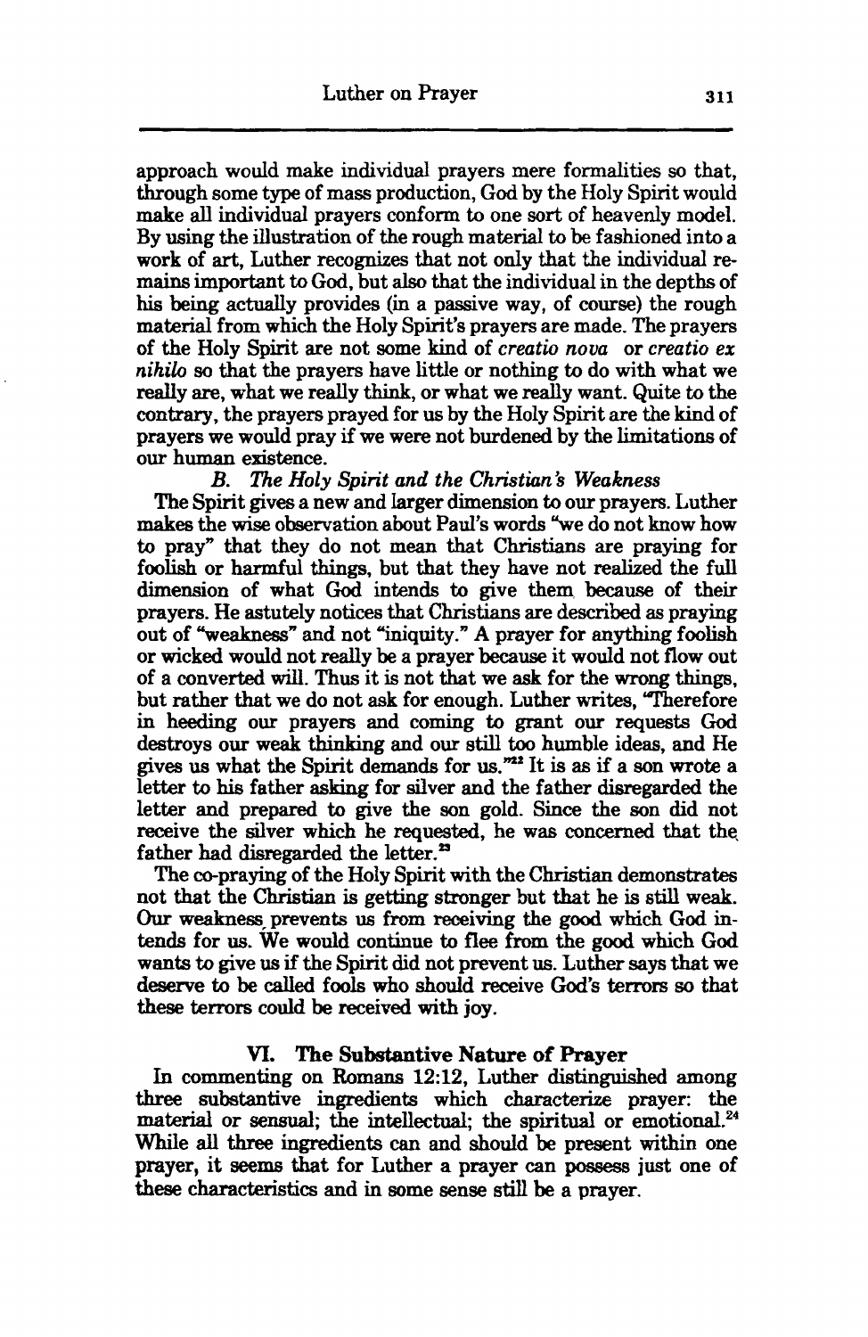approach would make individual prayers mere formalities so that, through some type of mass production, God by the Holy Spirit would make all individual prayers conform to one sort of heavenly model. By using the illustration of the rough material to be fashioned into a work of art, Luther recognizes that not only that the individual remains important to God, but also that the individual in the depths of his being actually provides (in a passive way, of course) the rough material from which the Holy Spirit's prayers are made. The prayers of the Holy Spirit are not some kind of *creatio nova* or *creatio ex nihilo* so that the prayers have little or nothing to do with what we really are, what we really think, or what we really want. Quite to the contrary, the prayers prayed for us by the Holy Spirit are the kind of prayers we would pray if we were not burdened by the limitations of our human existence.

### *B. The Holy Spirit and the Christian's Weakness*

The Spirit gives a new and larger dimension to our prayers. Luther makes the wise observation about Paul's words "we do not know how to pray" that they do not mean that Christians are praying for foolish or harmful things, but that they have not realized the full dimension of what God intends to give them because of their prayers. He astutely notices that Christians are described as praying out of "weakness" and not "iniquity." A prayer for anything foolish or wicked would not really be a prayer because it would not flow out of a converted will. Thus it is not that we ask for the wrong things, but rather that we do not ask for enough. Luther writes, "Therefore in heeding our prayers and coming to grant our requests God destroys our weak thinking and our still too humble ideas, and He gives us what the Spirit demands for us."[22] It is as if a son wrote a letter to his father asking for silver and the father disregarded the letter and prepared to give the son gold. Since the son did not receive the silver which he requested, he was concerned that the father had disregarded the letter.[23]

The co-praying of the Holy Spirit with the Christian demonstrates not that the Christian is getting stronger but that he is still weak. Our weakness prevents us from receiving the good which God intends for us. We would continue to flee from the good which God wants to give us if the Spirit did not prevent us. Luther says that we deserve to be called fools who should receive God's terrors so that these terrors could be received with joy.

## VI. The Substantive Nature of Prayer

In commenting on Romans 12:12, Luther distinguished among three substantive ingredients which characterize prayer: the material or sensual; the intellectual; the spiritual or emotional.[24] While all three ingredients can and should be present within one prayer, it seems that for Luther a prayer can possess just one of these characteristics and in some sense still be a prayer.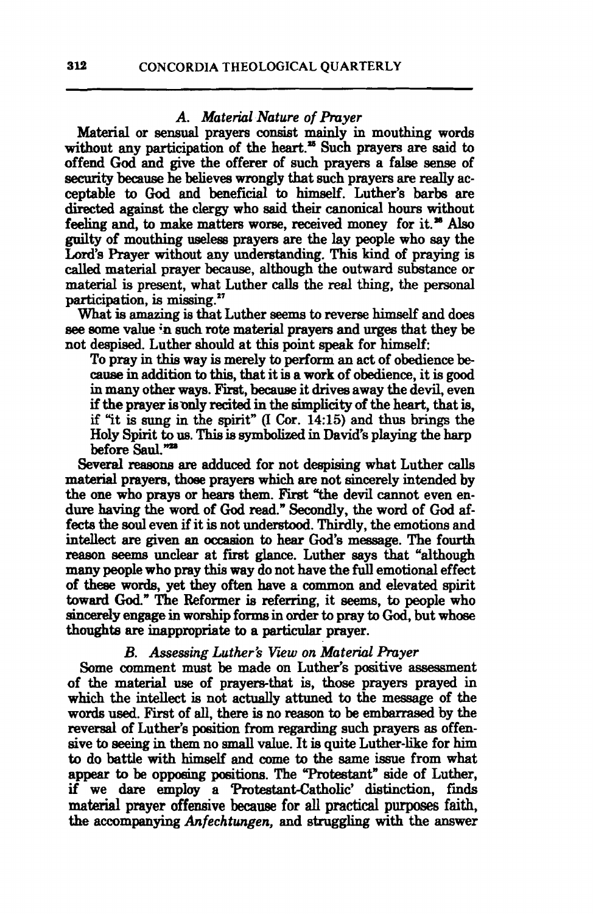### A. *Material Nature of Prayer*

Material or sensual prayers consist mainly in mouthing words without any participation of the heart.[25] Such prayers are said to offend God and give the offerer of such prayers a false sense of security because he believes wrongly that such prayers are really acceptable to God and beneficial to himself. Luther's barbs are directed against the clergy who said their canonical hours without feeling and, to make matters worse, received money for it.[26] Also guilty of mouthing useless prayers are the lay people who say the Lord's Prayer without any understanding. This kind of praying is called material prayer because, although the outward substance or material is present, what Luther calls the real thing, the personal participation, is missing.[27]

What is amazing is that Luther seems to reverse himself and does see some value in such rote material prayers and urges that they be not despised. Luther should at this point speak for himself:

> To pray in this way is merely to perform an act of obedience because in addition to this, that it is a work of obedience, it is good in many other ways. First, because it drives away the devil, even if the prayer is only recited in the simplicity of the heart, that is, if "it is sung in the spirit" (I Cor. 14:15) and thus brings the Holy Spirit to us. This is symbolized in David's playing the harp before Saul."[28]

Several reasons are adduced for not despising what Luther calls material prayers, those prayers which are not sincerely intended by the one who prays or hears them. First "the devil cannot even endure having the word of God read." Secondly, the word of God affects the soul even if it is not understood. Thirdly, the emotions and intellect are given an occasion to hear God's message. The fourth reason seems unclear at first glance. Luther says that "although many people who pray this way do not have the full emotional effect of these words, yet they often have a common and elevated spirit toward God." The Reformer is referring, it seems, to people who sincerely engage in worship forms in order to pray to God, but whose thoughts are inappropriate to a particular prayer.

### B. *Assessing Luther's View on Material Prayer*

Some comment must be made on Luther's positive assessment of the material use of prayers-that is, those prayers prayed in which the intellect is not actually attuned to the message of the words used. First of all, there is no reason to be embarrassed by the reversal of Luther's position from regarding such prayers as offensive to seeing in them no small value. It is quite Luther-like for him to do battle with himself and come to the same issue from what appear to be opposing positions. The "Protestant" side of Luther, if we dare employ a 'Protestant-Catholic' distinction, finds material prayer offensive because for all practical purposes faith, the accompanying *Anfechtungen,* and struggling with the answer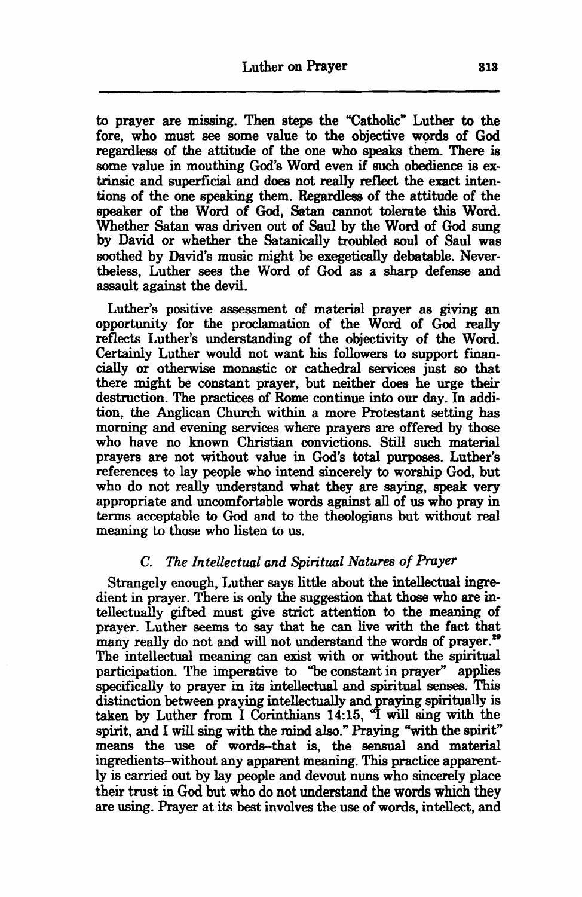to prayer are missing. Then steps the "Catholic" Luther to the fore, who must see some value to the objective words of God regardless of the attitude of the one who speaks them. There is some value in mouthing God's Word even if such obedience is extrinsic and superficial and does not really reflect the exact intentions of the one speaking them. Regardless of the attitude of the speaker of the Word of God, Satan cannot tolerate this Word. Whether Satan was driven out of Saul by the Word of God sung by David or whether the Satanically troubled soul of Saul was soothed by David's music might be exegetically debatable. Nevertheless, Luther sees the Word of God as a sharp defense and assault against the devil.

Luther's positive assessment of material prayer as giving an opportunity for the proclamation of the Word of God really reflects Luther's understanding of the objectivity of the Word. Certainly Luther would not want his followers to support financially or otherwise monastic or cathedral services just so that there might be constant prayer, but neither does he urge their destruction. The practices of Rome continue into our day. In addition, the Anglican Church within a more Protestant setting has morning and evening services where prayers are offered by those who have no known Christian convictions. Still such material prayers are not without value in God's total purposes. Luther's references to lay people who intend sincerely to worship God, but who do not really understand what they are saying, speak very appropriate and uncomfortable words against all of us who pray in terms acceptable to God and to the theologians but without real meaning to those who listen to us.

### C. *The Intellectual and Spiritual Natures of Prayer*

Strangely enough, Luther says little about the intellectual ingredient in prayer. There is only the suggestion that those who are intellectually gifted must give strict attention to the meaning of prayer. Luther seems to say that he can live with the fact that many really do not and will not understand the words of prayer.[29] The intellectual meaning can exist with or without the spiritual participation. The imperative to "be constant in prayer" applies specifically to prayer in its intellectual and spiritual senses. This distinction between praying intellectually and praying spiritually is taken by Luther from I Corinthians 14:15, "I will sing with the spirit, and I will sing with the mind also." Praying "with the spirit" means the use of words--that is, the sensual and material ingredients--without any apparent meaning. This practice apparently is carried out by lay people and devout nuns who sincerely place their trust in God but who do not understand the words which they are using. Prayer at its best involves the use of words, intellect, and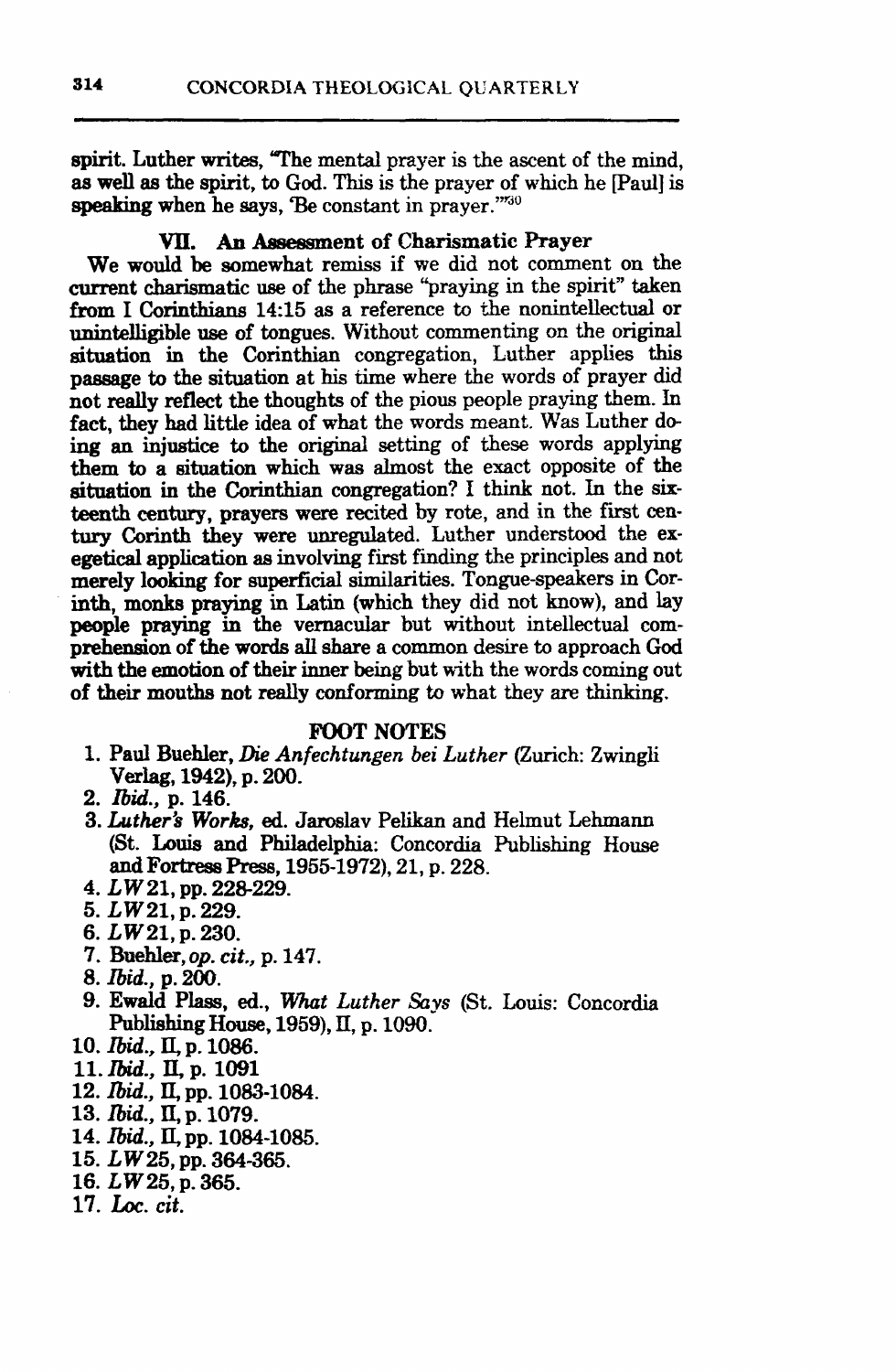spirit. Luther writes, "The mental prayer is the ascent of the mind, as well as the spirit, to God. This is the prayer of which he [Paul] is speaking when he says, 'Be constant in prayer.'"[30]

### VII. An Assessment of Charismatic Prayer

We would be somewhat remiss if we did not comment on the current charismatic use of the phrase "praying in the spirit" taken from I Corinthians 14:15 as a reference to the nonintellectual or unintelligible use of tongues. Without commenting on the original situation in the Corinthian congregation, Luther applies this passage to the situation at his time where the words of prayer did not really reflect the thoughts of the pious people praying them. In fact, they had little idea of what the words meant. Was Luther doing an injustice to the original setting of these words applying them to a situation which was almost the exact opposite of the situation in the Corinthian congregation? I think not. In the sixteenth century, prayers were recited by rote, and in the first century Corinth they were unregulated. Luther understood the exegetical application as involving first finding the principles and not merely looking for superficial similarities. Tongue-speakers in Corinth, monks praying in Latin (which they did not know), and lay people praying in the vernacular but without intellectual comprehension of the words all share a common desire to approach God with the emotion of their inner being but with the words coming out of their mouths not really conforming to what they are thinking.

### FOOT NOTES

1. Paul Buehler, *Die Anfechtungen bei Luther* (Zurich: Zwingli Verlag, 1942), p. 200.
2. *Ibid.*, p. 146.
3. *Luther's Works*, ed. Jaroslav Pelikan and Helmut Lehmann (St. Louis and Philadelphia: Concordia Publishing House and Fortress Press, 1955-1972), 21, p. 228.
4. *LW* 21, pp. 228-229.
5. *LW* 21, p. 229.
6. *LW* 21, p. 230.
7. Buehler, *op. cit.*, p. 147.
8. *Ibid.*, p. 200.
9. Ewald Plass, ed., *What Luther Says* (St. Louis: Concordia Publishing House, 1959), II, p. 1090.
10. *Ibid.*, II, p. 1086.
11. *Ibid.*, II, p. 1091
12. *Ibid.*, II, pp. 1083-1084.
13. *Ibid.*, II, p. 1079.
14. *Ibid.*, II, pp. 1084-1085.
15. *LW* 25, pp. 364-365.
16. *LW* 25, p. 365.
17. *Loc. cit.*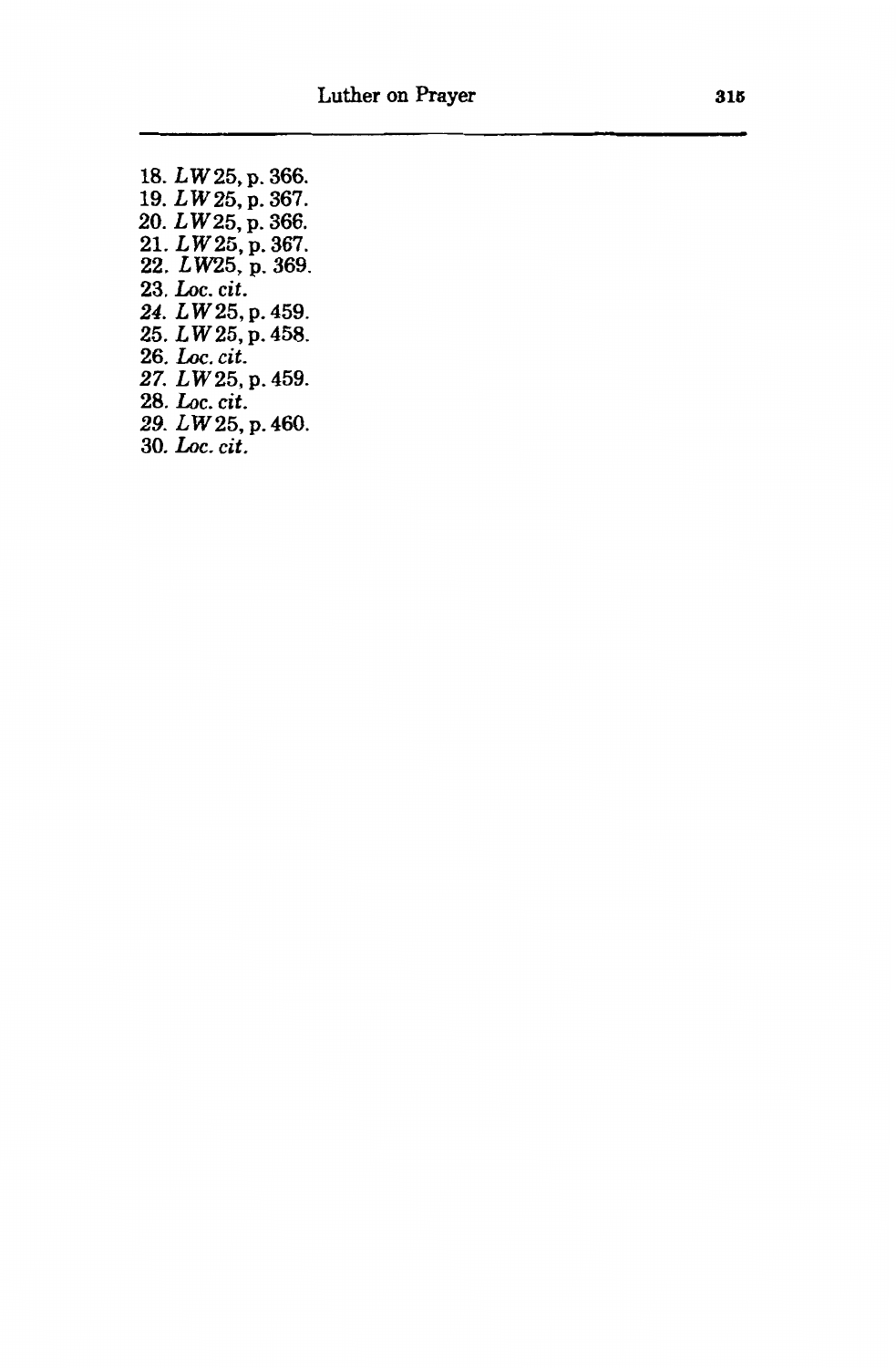18. *LW* 25, p. 366.
19. *LW* 25, p. 367.
20. *LW* 25, p. 366.
21. *LW* 25, p. 367.
22. *LW* 25, p. 369.
23. *Loc. cit.*
24. *LW* 25, p. 459.
25. *LW* 25, p. 458.
26. *Loc. cit.*
27. *LW* 25, p. 459.
28. *Loc. cit.*
29. *LW* 25, p. 460.
30. *Loc. cit.*